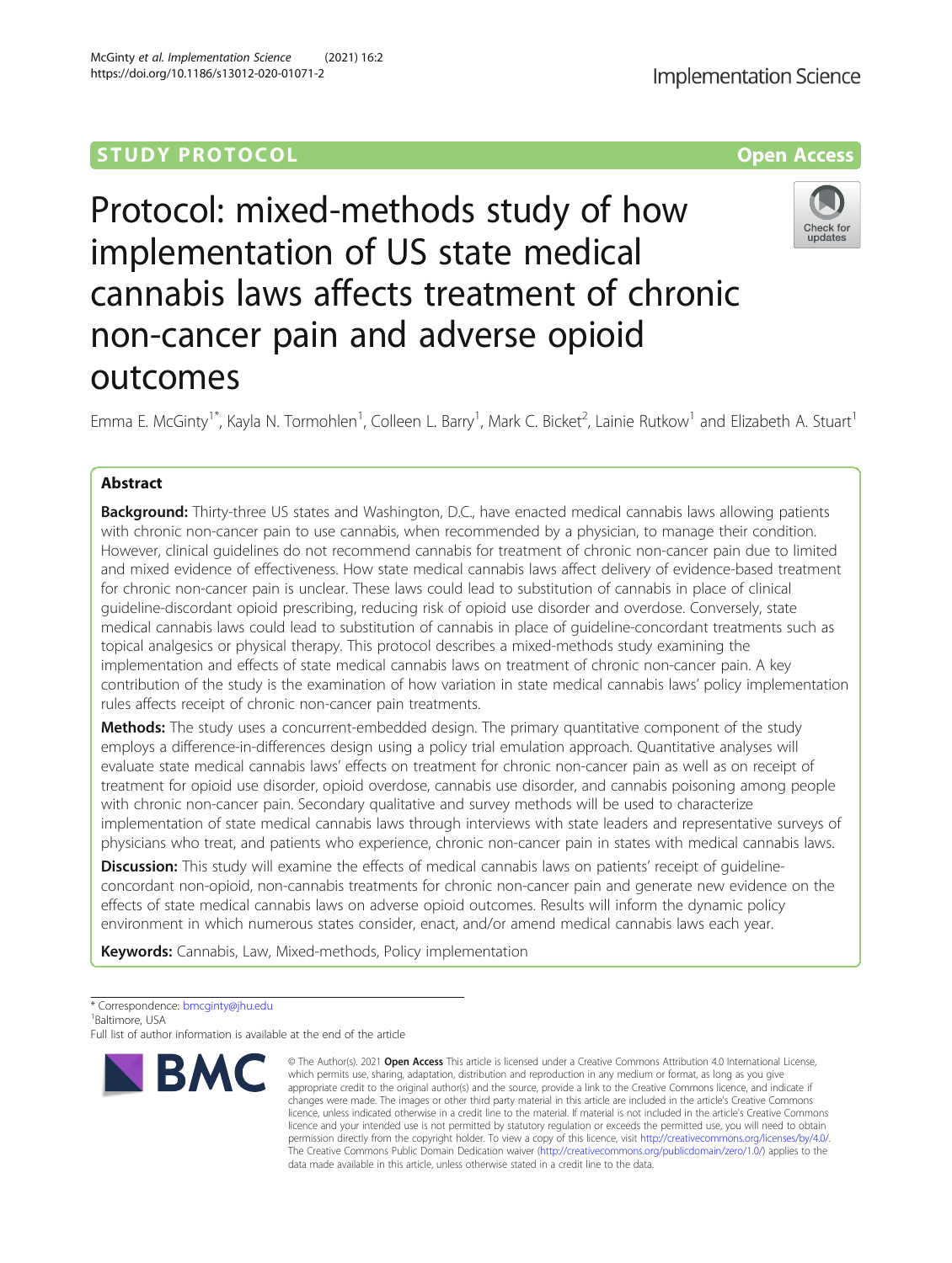STUDY PROTOCOL

Open Access

# Protocol: mixed-methods study of how implementation of US state medical cannabis laws affects treatment of chronic non-cancer pain and adverse opioid outcomes

Emma E. McGinty[1*], Kayla N. Tormohlen[1], Colleen L. Barry[1], Mark C. Bicket[2], Lainie Rutkow[1] and Elizabeth A. Stuart[1]

## Abstract

**Background:** Thirty-three US states and Washington, D.C., have enacted medical cannabis laws allowing patients with chronic non-cancer pain to use cannabis, when recommended by a physician, to manage their condition. However, clinical guidelines do not recommend cannabis for treatment of chronic non-cancer pain due to limited and mixed evidence of effectiveness. How state medical cannabis laws affect delivery of evidence-based treatment for chronic non-cancer pain is unclear. These laws could lead to substitution of cannabis in place of clinical guideline-discordant opioid prescribing, reducing risk of opioid use disorder and overdose. Conversely, state medical cannabis laws could lead to substitution of cannabis in place of guideline-concordant treatments such as topical analgesics or physical therapy. This protocol describes a mixed-methods study examining the implementation and effects of state medical cannabis laws on treatment of chronic non-cancer pain. A key contribution of the study is the examination of how variation in state medical cannabis laws' policy implementation rules affects receipt of chronic non-cancer pain treatments.

**Methods:** The study uses a concurrent-embedded design. The primary quantitative component of the study employs a difference-in-differences design using a policy trial emulation approach. Quantitative analyses will evaluate state medical cannabis laws' effects on treatment for chronic non-cancer pain as well as on receipt of treatment for opioid use disorder, opioid overdose, cannabis use disorder, and cannabis poisoning among people with chronic non-cancer pain. Secondary qualitative and survey methods will be used to characterize implementation of state medical cannabis laws through interviews with state leaders and representative surveys of physicians who treat, and patients who experience, chronic non-cancer pain in states with medical cannabis laws.

**Discussion:** This study will examine the effects of medical cannabis laws on patients' receipt of guideline-concordant non-opioid, non-cannabis treatments for chronic non-cancer pain and generate new evidence on the effects of state medical cannabis laws on adverse opioid outcomes. Results will inform the dynamic policy environment in which numerous states consider, enact, and/or amend medical cannabis laws each year.

**Keywords:** Cannabis, Law, Mixed-methods, Policy implementation

\* Correspondence: bmcginty@jhu.edu
[1]Baltimore, USA
Full list of author information is available at the end of the article

© The Author(s). 2021 **Open Access** This article is licensed under a Creative Commons Attribution 4.0 International License, which permits use, sharing, adaptation, distribution and reproduction in any medium or format, as long as you give appropriate credit to the original author(s) and the source, provide a link to the Creative Commons licence, and indicate if changes were made. The images or other third party material in this article are included in the article's Creative Commons licence, unless indicated otherwise in a credit line to the material. If material is not included in the article's Creative Commons licence and your intended use is not permitted by statutory regulation or exceeds the permitted use, you will need to obtain permission directly from the copyright holder. To view a copy of this licence, visit http://creativecommons.org/licenses/by/4.0/. The Creative Commons Public Domain Dedication waiver (http://creativecommons.org/publicdomain/zero/1.0/) applies to the data made available in this article, unless otherwise stated in a credit line to the data.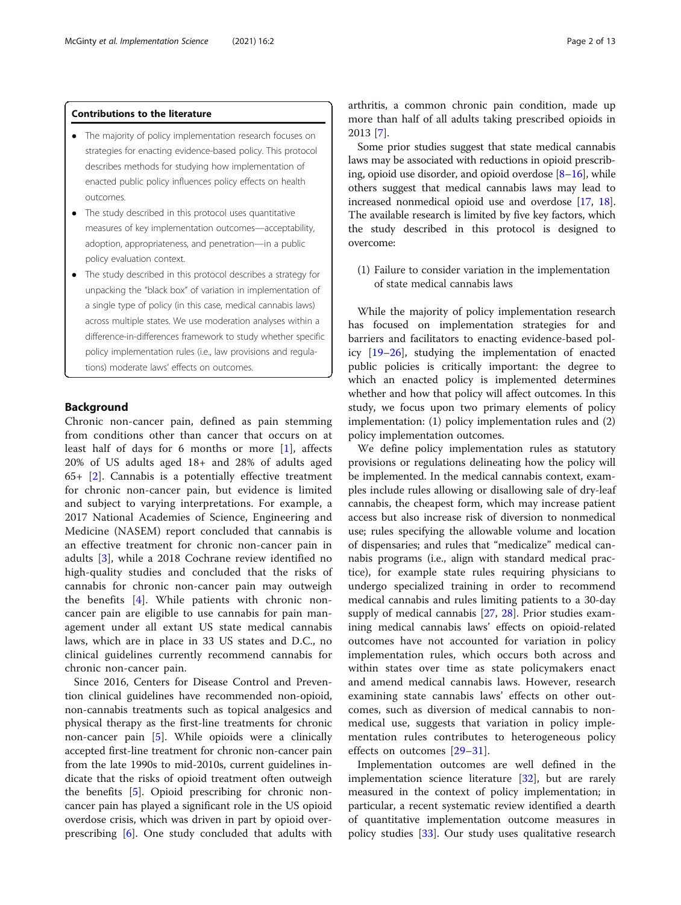## Contributions to the literature

- The majority of policy implementation research focuses on strategies for enacting evidence-based policy. This protocol describes methods for studying how implementation of enacted public policy influences policy effects on health outcomes.
- The study described in this protocol uses quantitative measures of key implementation outcomes—acceptability, adoption, appropriateness, and penetration—in a public policy evaluation context.
- The study described in this protocol describes a strategy for unpacking the "black box" of variation in implementation of a single type of policy (in this case, medical cannabis laws) across multiple states. We use moderation analyses within a difference-in-differences framework to study whether specific policy implementation rules (i.e., law provisions and regulations) moderate laws' effects on outcomes.

## Background

Chronic non-cancer pain, defined as pain stemming from conditions other than cancer that occurs on at least half of days for 6 months or more [1], affects 20% of US adults aged 18+ and 28% of adults aged 65+ [2]. Cannabis is a potentially effective treatment for chronic non-cancer pain, but evidence is limited and subject to varying interpretations. For example, a 2017 National Academies of Science, Engineering and Medicine (NASEM) report concluded that cannabis is an effective treatment for chronic non-cancer pain in adults [3], while a 2018 Cochrane review identified no high-quality studies and concluded that the risks of cannabis for chronic non-cancer pain may outweigh the benefits [4]. While patients with chronic non-cancer pain are eligible to use cannabis for pain management under all extant US state medical cannabis laws, which are in place in 33 US states and D.C., no clinical guidelines currently recommend cannabis for chronic non-cancer pain.

Since 2016, Centers for Disease Control and Prevention clinical guidelines have recommended non-opioid, non-cannabis treatments such as topical analgesics and physical therapy as the first-line treatments for chronic non-cancer pain [5]. While opioids were a clinically accepted first-line treatment for chronic non-cancer pain from the late 1990s to mid-2010s, current guidelines indicate that the risks of opioid treatment often outweigh the benefits [5]. Opioid prescribing for chronic non-cancer pain has played a significant role in the US opioid overdose crisis, which was driven in part by opioid overprescribing [6]. One study concluded that adults with arthritis, a common chronic pain condition, made up more than half of all adults taking prescribed opioids in 2013 [7].

Some prior studies suggest that state medical cannabis laws may be associated with reductions in opioid prescribing, opioid use disorder, and opioid overdose [8–16], while others suggest that medical cannabis laws may lead to increased nonmedical opioid use and overdose [17, 18]. The available research is limited by five key factors, which the study described in this protocol is designed to overcome:

(1) Failure to consider variation in the implementation of state medical cannabis laws

While the majority of policy implementation research has focused on implementation strategies for and barriers and facilitators to enacting evidence-based policy [19–26], studying the implementation of enacted public policies is critically important: the degree to which an enacted policy is implemented determines whether and how that policy will affect outcomes. In this study, we focus upon two primary elements of policy implementation: (1) policy implementation rules and (2) policy implementation outcomes.

We define policy implementation rules as statutory provisions or regulations delineating how the policy will be implemented. In the medical cannabis context, examples include rules allowing or disallowing sale of dry-leaf cannabis, the cheapest form, which may increase patient access but also increase risk of diversion to nonmedical use; rules specifying the allowable volume and location of dispensaries; and rules that "medicalize" medical cannabis programs (i.e., align with standard medical practice), for example state rules requiring physicians to undergo specialized training in order to recommend medical cannabis and rules limiting patients to a 30-day supply of medical cannabis [27, 28]. Prior studies examining medical cannabis laws' effects on opioid-related outcomes have not accounted for variation in policy implementation rules, which occurs both across and within states over time as state policymakers enact and amend medical cannabis laws. However, research examining state cannabis laws' effects on other outcomes, such as diversion of medical cannabis to nonmedical use, suggests that variation in policy implementation rules contributes to heterogeneous policy effects on outcomes [29–31].

Implementation outcomes are well defined in the implementation science literature [32], but are rarely measured in the context of policy implementation; in particular, a recent systematic review identified a dearth of quantitative implementation outcome measures in policy studies [33]. Our study uses qualitative research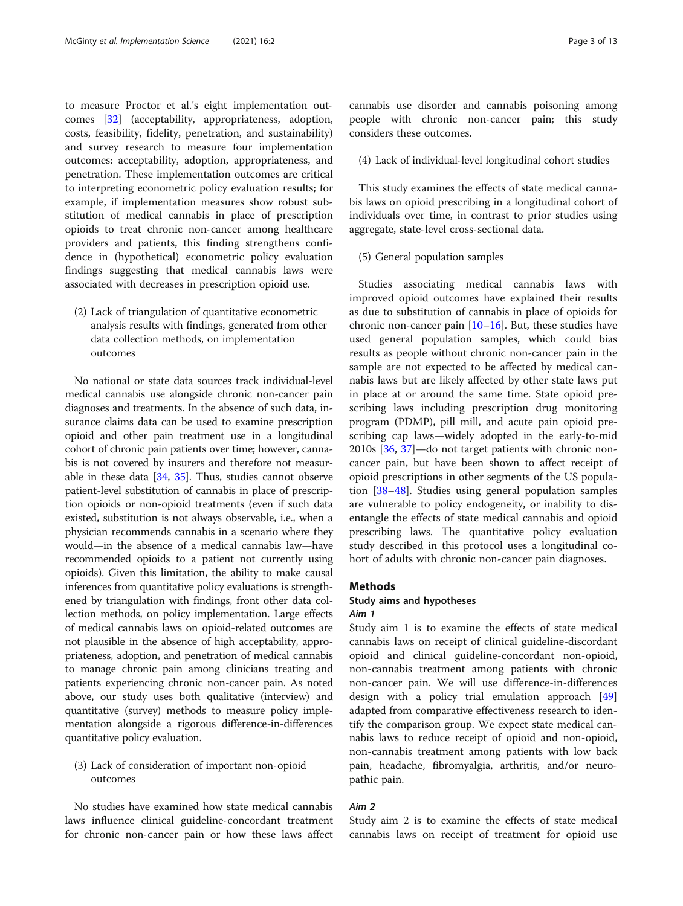to measure Proctor et al.'s eight implementation outcomes [32] (acceptability, appropriateness, adoption, costs, feasibility, fidelity, penetration, and sustainability) and survey research to measure four implementation outcomes: acceptability, adoption, appropriateness, and penetration. These implementation outcomes are critical to interpreting econometric policy evaluation results; for example, if implementation measures show robust substitution of medical cannabis in place of prescription opioids to treat chronic non-cancer among healthcare providers and patients, this finding strengthens confidence in (hypothetical) econometric policy evaluation findings suggesting that medical cannabis laws were associated with decreases in prescription opioid use.

(2) Lack of triangulation of quantitative econometric analysis results with findings, generated from other data collection methods, on implementation outcomes

No national or state data sources track individual-level medical cannabis use alongside chronic non-cancer pain diagnoses and treatments. In the absence of such data, insurance claims data can be used to examine prescription opioid and other pain treatment use in a longitudinal cohort of chronic pain patients over time; however, cannabis is not covered by insurers and therefore not measurable in these data [34, 35]. Thus, studies cannot observe patient-level substitution of cannabis in place of prescription opioids or non-opioid treatments (even if such data existed, substitution is not always observable, i.e., when a physician recommends cannabis in a scenario where they would—in the absence of a medical cannabis law—have recommended opioids to a patient not currently using opioids). Given this limitation, the ability to make causal inferences from quantitative policy evaluations is strengthened by triangulation with findings, front other data collection methods, on policy implementation. Large effects of medical cannabis laws on opioid-related outcomes are not plausible in the absence of high acceptability, appropriateness, adoption, and penetration of medical cannabis to manage chronic pain among clinicians treating and patients experiencing chronic non-cancer pain. As noted above, our study uses both qualitative (interview) and quantitative (survey) methods to measure policy implementation alongside a rigorous difference-in-differences quantitative policy evaluation.

(3) Lack of consideration of important non-opioid outcomes

No studies have examined how state medical cannabis laws influence clinical guideline-concordant treatment for chronic non-cancer pain or how these laws affect cannabis use disorder and cannabis poisoning among people with chronic non-cancer pain; this study considers these outcomes.

(4) Lack of individual-level longitudinal cohort studies

This study examines the effects of state medical cannabis laws on opioid prescribing in a longitudinal cohort of individuals over time, in contrast to prior studies using aggregate, state-level cross-sectional data.

(5) General population samples

Studies associating medical cannabis laws with improved opioid outcomes have explained their results as due to substitution of cannabis in place of opioids for chronic non-cancer pain [10–16]. But, these studies have used general population samples, which could bias results as people without chronic non-cancer pain in the sample are not expected to be affected by medical cannabis laws but are likely affected by other state laws put in place at or around the same time. State opioid prescribing laws including prescription drug monitoring program (PDMP), pill mill, and acute pain opioid prescribing cap laws—widely adopted in the early-to-mid 2010s [36, 37]—do not target patients with chronic non-cancer pain, but have been shown to affect receipt of opioid prescriptions in other segments of the US population [38–48]. Studies using general population samples are vulnerable to policy endogeneity, or inability to disentangle the effects of state medical cannabis and opioid prescribing laws. The quantitative policy evaluation study described in this protocol uses a longitudinal cohort of adults with chronic non-cancer pain diagnoses.

## Methods

### Study aims and hypotheses

#### *Aim 1*

Study aim 1 is to examine the effects of state medical cannabis laws on receipt of clinical guideline-discordant opioid and clinical guideline-concordant non-opioid, non-cannabis treatment among patients with chronic non-cancer pain. We will use difference-in-differences design with a policy trial emulation approach [49] adapted from comparative effectiveness research to identify the comparison group. We expect state medical cannabis laws to reduce receipt of opioid and non-opioid, non-cannabis treatment among patients with low back pain, headache, fibromyalgia, arthritis, and/or neuropathic pain.

#### *Aim 2*

Study aim 2 is to examine the effects of state medical cannabis laws on receipt of treatment for opioid use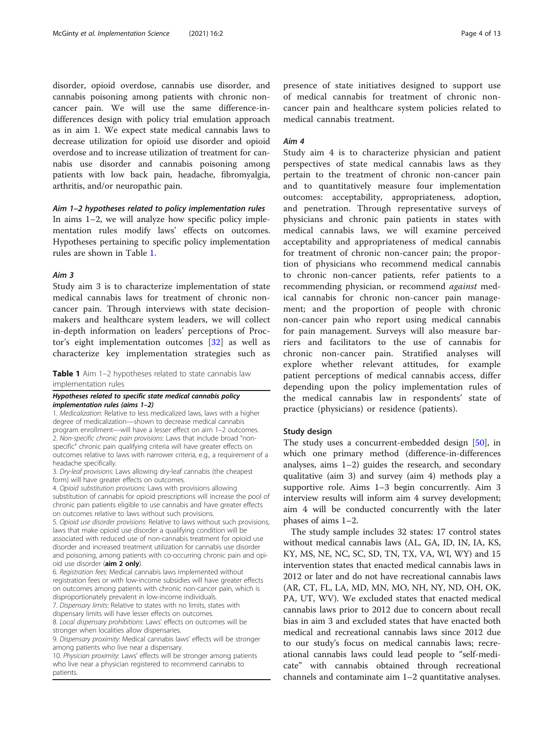disorder, opioid overdose, cannabis use disorder, and cannabis poisoning among patients with chronic non-cancer pain. We will use the same difference-in-differences design with policy trial emulation approach as in aim 1. We expect state medical cannabis laws to decrease utilization for opioid use disorder and opioid overdose and to increase utilization of treatment for cannabis use disorder and cannabis poisoning among patients with low back pain, headache, fibromyalgia, arthritis, and/or neuropathic pain.

#### Aim 1–2 hypotheses related to policy implementation rules

In aims 1–2, we will analyze how specific policy implementation rules modify laws' effects on outcomes. Hypotheses pertaining to specific policy implementation rules are shown in Table 1.

### Aim 3

Study aim 3 is to characterize implementation of state medical cannabis laws for treatment of chronic non-cancer pain. Through interviews with state decision-makers and healthcare system leaders, we will collect in-depth information on leaders' perceptions of Proctor's eight implementation outcomes [32] as well as characterize key implementation strategies such as presence of state initiatives designed to support use of medical cannabis for treatment of chronic non-cancer pain and healthcare system policies related to medical cannabis treatment.

**Table 1** Aim 1–2 hypotheses related to state cannabis law implementation rules

| ***Hypotheses related to specific state medical cannabis policy implementation rules (aims 1–2)*** |
|---|
| 1. *Medicalization*: Relative to less medicalized laws, laws with a higher degree of medicalization—shown to decrease medical cannabis program enrollment—will have a lesser effect on aim 1–2 outcomes. |
| 2. *Non-specific chronic pain provisions*: Laws that include broad "non-specific" chronic pain qualifying criteria will have greater effects on outcomes relative to laws with narrower criteria, e.g., a requirement of a headache specifically. |
| 3. *Dry-leaf provisions*: Laws allowing dry-leaf cannabis (the cheapest form) will have greater effects on outcomes. |
| 4. *Opioid substitution provisions*: Laws with provisions allowing substitution of cannabis for opioid prescriptions will increase the pool of chronic pain patients eligible to use cannabis and have greater effects on outcomes relative to laws without such provisions. |
| 5. *Opioid use disorder provisions*: Relative to laws without such provisions, laws that make opioid use disorder a qualifying condition will be associated with reduced use of non-cannabis treatment for opioid use disorder and increased treatment utilization for cannabis use disorder and poisoning, among patients with co-occurring chronic pain and opioid use disorder (**aim 2 only**). |
| 6. *Registration fees*: Medical cannabis laws implemented without registration fees or with low-income subsidies will have greater effects on outcomes among patients with chronic non-cancer pain, which is disproportionately prevalent in low-income individuals. |
| 7. *Dispensary limits*: Relative to states with no limits, states with dispensary limits will have lesser effects on outcomes. |
| 8. *Local dispensary prohibitions*: Laws' effects on outcomes will be stronger when localities allow dispensaries. |
| 9. *Dispensary proximity*: Medical cannabis laws' effects will be stronger among patients who live near a dispensary. |
| 10. *Physician proximity*: Laws' effects will be stronger among patients who live near a physician registered to recommend cannabis to patients. |

### Aim 4

Study aim 4 is to characterize physician and patient perspectives of state medical cannabis laws as they pertain to the treatment of chronic non-cancer pain and to quantitatively measure four implementation outcomes: acceptability, appropriateness, adoption, and penetration. Through representative surveys of physicians and chronic pain patients in states with medical cannabis laws, we will examine perceived acceptability and appropriateness of medical cannabis for treatment of chronic non-cancer pain; the proportion of physicians who recommend medical cannabis to chronic non-cancer patients, refer patients to a recommending physician, or recommend *against* medical cannabis for chronic non-cancer pain management; and the proportion of people with chronic non-cancer pain who report using medical cannabis for pain management. Surveys will also measure barriers and facilitators to the use of cannabis for chronic non-cancer pain. Stratified analyses will explore whether relevant attitudes, for example patient perceptions of medical cannabis access, differ depending upon the policy implementation rules of the medical cannabis law in respondents' state of practice (physicians) or residence (patients).

## Study design

The study uses a concurrent-embedded design [50], in which one primary method (difference-in-differences analyses, aims 1–2) guides the research, and secondary qualitative (aim 3) and survey (aim 4) methods play a supportive role. Aims 1–3 begin concurrently. Aim 3 interview results will inform aim 4 survey development; aim 4 will be conducted concurrently with the later phases of aims 1–2.

The study sample includes 32 states: 17 control states without medical cannabis laws (AL, GA, ID, IN, IA, KS, KY, MS, NE, NC, SC, SD, TN, TX, VA, WI, WY) and 15 intervention states that enacted medical cannabis laws in 2012 or later and do not have recreational cannabis laws (AR, CT, FL, LA, MD, MN, MO, NH, NY, ND, OH, OK, PA, UT, WV). We excluded states that enacted medical cannabis laws prior to 2012 due to concern about recall bias in aim 3 and excluded states that have enacted both medical and recreational cannabis laws since 2012 due to our study's focus on medical cannabis laws; recreational cannabis laws could lead people to "self-medicate" with cannabis obtained through recreational channels and contaminate aim 1–2 quantitative analyses.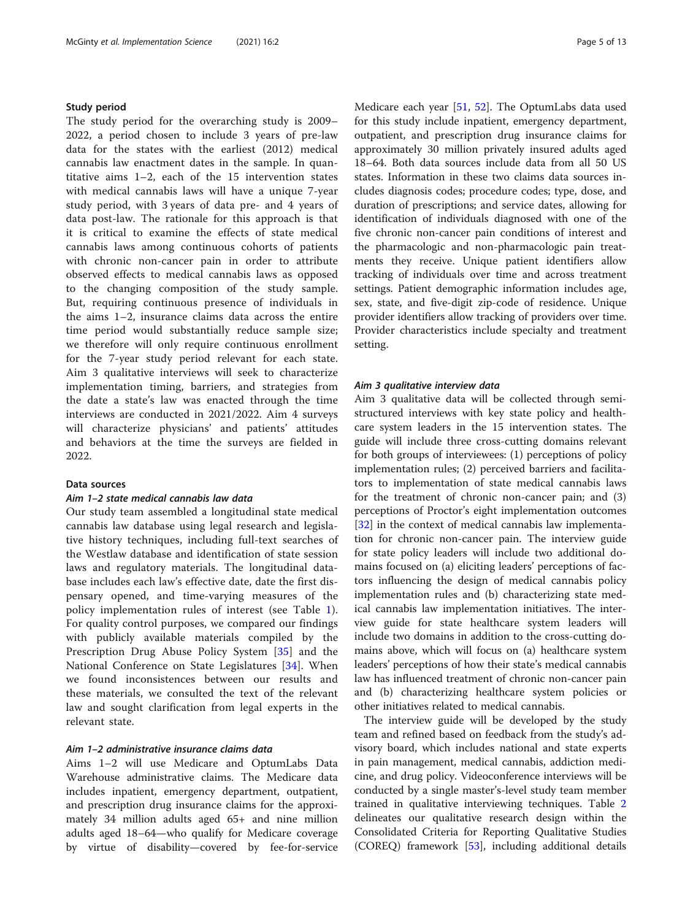### Study period

The study period for the overarching study is 2009–2022, a period chosen to include 3 years of pre-law data for the states with the earliest (2012) medical cannabis law enactment dates in the sample. In quantitative aims 1–2, each of the 15 intervention states with medical cannabis laws will have a unique 7-year study period, with 3 years of data pre- and 4 years of data post-law. The rationale for this approach is that it is critical to examine the effects of state medical cannabis laws among continuous cohorts of patients with chronic non-cancer pain in order to attribute observed effects to medical cannabis laws as opposed to the changing composition of the study sample. But, requiring continuous presence of individuals in the aims 1–2, insurance claims data across the entire time period would substantially reduce sample size; we therefore will only require continuous enrollment for the 7-year study period relevant for each state. Aim 3 qualitative interviews will seek to characterize implementation timing, barriers, and strategies from the date a state's law was enacted through the time interviews are conducted in 2021/2022. Aim 4 surveys will characterize physicians' and patients' attitudes and behaviors at the time the surveys are fielded in 2022.

### Data sources

#### *Aim 1–2 state medical cannabis law data*

Our study team assembled a longitudinal state medical cannabis law database using legal research and legislative history techniques, including full-text searches of the Westlaw database and identification of state session laws and regulatory materials. The longitudinal database includes each law's effective date, date the first dispensary opened, and time-varying measures of the policy implementation rules of interest (see Table 1). For quality control purposes, we compared our findings with publicly available materials compiled by the Prescription Drug Abuse Policy System [35] and the National Conference on State Legislatures [34]. When we found inconsistences between our results and these materials, we consulted the text of the relevant law and sought clarification from legal experts in the relevant state.

#### *Aim 1–2 administrative insurance claims data*

Aims 1–2 will use Medicare and OptumLabs Data Warehouse administrative claims. The Medicare data includes inpatient, emergency department, outpatient, and prescription drug insurance claims for the approximately 34 million adults aged 65+ and nine million adults aged 18–64—who qualify for Medicare coverage by virtue of disability—covered by fee-for-service Medicare each year [51, 52]. The OptumLabs data used for this study include inpatient, emergency department, outpatient, and prescription drug insurance claims for approximately 30 million privately insured adults aged 18–64. Both data sources include data from all 50 US states. Information in these two claims data sources includes diagnosis codes; procedure codes; type, dose, and duration of prescriptions; and service dates, allowing for identification of individuals diagnosed with one of the five chronic non-cancer pain conditions of interest and the pharmacologic and non-pharmacologic pain treatments they receive. Unique patient identifiers allow tracking of individuals over time and across treatment settings. Patient demographic information includes age, sex, state, and five-digit zip-code of residence. Unique provider identifiers allow tracking of providers over time. Provider characteristics include specialty and treatment setting.

#### *Aim 3 qualitative interview data*

Aim 3 qualitative data will be collected through semi-structured interviews with key state policy and healthcare system leaders in the 15 intervention states. The guide will include three cross-cutting domains relevant for both groups of interviewees: (1) perceptions of policy implementation rules; (2) perceived barriers and facilitators to implementation of state medical cannabis laws for the treatment of chronic non-cancer pain; and (3) perceptions of Proctor's eight implementation outcomes [32] in the context of medical cannabis law implementation for chronic non-cancer pain. The interview guide for state policy leaders will include two additional domains focused on (a) eliciting leaders' perceptions of factors influencing the design of medical cannabis policy implementation rules and (b) characterizing state medical cannabis law implementation initiatives. The interview guide for state healthcare system leaders will include two domains in addition to the cross-cutting domains above, which will focus on (a) healthcare system leaders' perceptions of how their state's medical cannabis law has influenced treatment of chronic non-cancer pain and (b) characterizing healthcare system policies or other initiatives related to medical cannabis.

The interview guide will be developed by the study team and refined based on feedback from the study's advisory board, which includes national and state experts in pain management, medical cannabis, addiction medicine, and drug policy. Videoconference interviews will be conducted by a single master's-level study team member trained in qualitative interviewing techniques. Table 2 delineates our qualitative research design within the Consolidated Criteria for Reporting Qualitative Studies (COREQ) framework [53], including additional details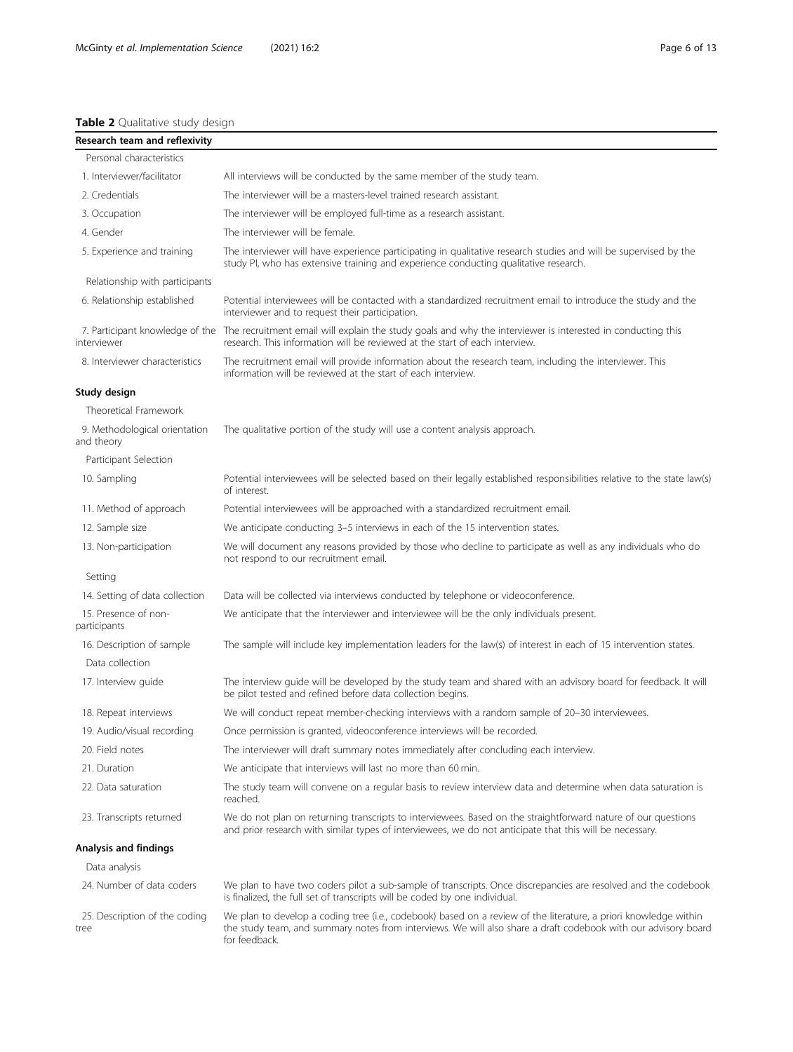**Table 2** Qualitative study design

| | |
|---|---|
| **Research team and reflexivity** | |
| Personal characteristics | |
| 1. Interviewer/facilitator | All interviews will be conducted by the same member of the study team. |
| 2. Credentials | The interviewer will be a masters-level trained research assistant. |
| 3. Occupation | The interviewer will be employed full-time as a research assistant. |
| 4. Gender | The interviewer will be female. |
| 5. Experience and training | The interviewer will have experience participating in qualitative research studies and will be supervised by the study PI, who has extensive training and experience conducting qualitative research. |
| Relationship with participants | |
| 6. Relationship established | Potential interviewees will be contacted with a standardized recruitment email to introduce the study and the interviewer and to request their participation. |
| 7. Participant knowledge of the interviewer | The recruitment email will explain the study goals and why the interviewer is interested in conducting this research. This information will be reviewed at the start of each interview. |
| 8. Interviewer characteristics | The recruitment email will provide information about the research team, including the interviewer. This information will be reviewed at the start of each interview. |
| **Study design** | |
| Theoretical Framework | |
| 9. Methodological orientation and theory | The qualitative portion of the study will use a content analysis approach. |
| Participant Selection | |
| 10. Sampling | Potential interviewees will be selected based on their legally established responsibilities relative to the state law(s) of interest. |
| 11. Method of approach | Potential interviewees will be approached with a standardized recruitment email. |
| 12. Sample size | We anticipate conducting 3–5 interviews in each of the 15 intervention states. |
| 13. Non-participation | We will document any reasons provided by those who decline to participate as well as any individuals who do not respond to our recruitment email. |
| Setting | |
| 14. Setting of data collection | Data will be collected via interviews conducted by telephone or videoconference. |
| 15. Presence of non-participants | We anticipate that the interviewer and interviewee will be the only individuals present. |
| 16. Description of sample | The sample will include key implementation leaders for the law(s) of interest in each of 15 intervention states. |
| Data collection | |
| 17. Interview guide | The interview guide will be developed by the study team and shared with an advisory board for feedback. It will be pilot tested and refined before data collection begins. |
| 18. Repeat interviews | We will conduct repeat member-checking interviews with a random sample of 20–30 interviewees. |
| 19. Audio/visual recording | Once permission is granted, videoconference interviews will be recorded. |
| 20. Field notes | The interviewer will draft summary notes immediately after concluding each interview. |
| 21. Duration | We anticipate that interviews will last no more than 60 min. |
| 22. Data saturation | The study team will convene on a regular basis to review interview data and determine when data saturation is reached. |
| 23. Transcripts returned | We do not plan on returning transcripts to interviewees. Based on the straightforward nature of our questions and prior research with similar types of interviewees, we do not anticipate that this will be necessary. |
| **Analysis and findings** | |
| Data analysis | |
| 24. Number of data coders | We plan to have two coders pilot a sub-sample of transcripts. Once discrepancies are resolved and the codebook is finalized, the full set of transcripts will be coded by one individual. |
| 25. Description of the coding tree | We plan to develop a coding tree (i.e., codebook) based on a review of the literature, a priori knowledge within the study team, and summary notes from interviews. We will also share a draft codebook with our advisory board for feedback. |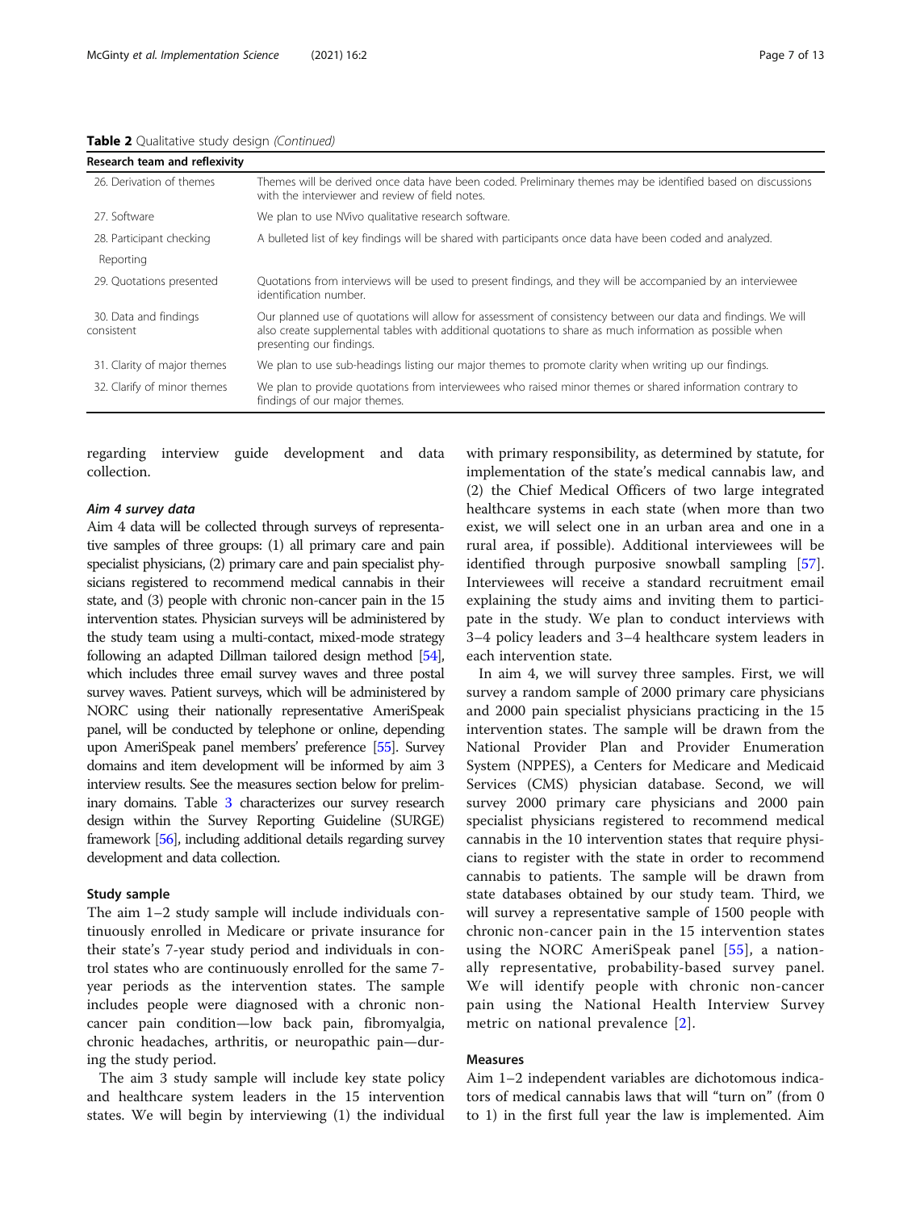**Table 2** Qualitative study design *(Continued)*

| Research team and reflexivity | |
|---|---|
| 26. Derivation of themes | Themes will be derived once data have been coded. Preliminary themes may be identified based on discussions with the interviewer and review of field notes. |
| 27. Software | We plan to use NVivo qualitative research software. |
| 28. Participant checking | A bulleted list of key findings will be shared with participants once data have been coded and analyzed. |
| Reporting | |
| 29. Quotations presented | Quotations from interviews will be used to present findings, and they will be accompanied by an interviewee identification number. |
| 30. Data and findings consistent | Our planned use of quotations will allow for assessment of consistency between our data and findings. We will also create supplemental tables with additional quotations to share as much information as possible when presenting our findings. |
| 31. Clarity of major themes | We plan to use sub-headings listing our major themes to promote clarity when writing up our findings. |
| 32. Clarify of minor themes | We plan to provide quotations from interviewees who raised minor themes or shared information contrary to findings of our major themes. |

regarding interview guide development and data collection.

#### *Aim 4 survey data*

Aim 4 data will be collected through surveys of representative samples of three groups: (1) all primary care and pain specialist physicians, (2) primary care and pain specialist physicians registered to recommend medical cannabis in their state, and (3) people with chronic non-cancer pain in the 15 intervention states. Physician surveys will be administered by the study team using a multi-contact, mixed-mode strategy following an adapted Dillman tailored design method [54], which includes three email survey waves and three postal survey waves. Patient surveys, which will be administered by NORC using their nationally representative AmeriSpeak panel, will be conducted by telephone or online, depending upon AmeriSpeak panel members' preference [55]. Survey domains and item development will be informed by aim 3 interview results. See the measures section below for preliminary domains. Table 3 characterizes our survey research design within the Survey Reporting Guideline (SURGE) framework [56], including additional details regarding survey development and data collection.

### Study sample

The aim 1–2 study sample will include individuals continuously enrolled in Medicare or private insurance for their state's 7-year study period and individuals in control states who are continuously enrolled for the same 7-year periods as the intervention states. The sample includes people were diagnosed with a chronic non-cancer pain condition—low back pain, fibromyalgia, chronic headaches, arthritis, or neuropathic pain—during the study period.

The aim 3 study sample will include key state policy and healthcare system leaders in the 15 intervention states. We will begin by interviewing (1) the individual with primary responsibility, as determined by statute, for implementation of the state's medical cannabis law, and (2) the Chief Medical Officers of two large integrated healthcare systems in each state (when more than two exist, we will select one in an urban area and one in a rural area, if possible). Additional interviewees will be identified through purposive snowball sampling [57]. Interviewees will receive a standard recruitment email explaining the study aims and inviting them to participate in the study. We plan to conduct interviews with 3–4 policy leaders and 3–4 healthcare system leaders in each intervention state.

In aim 4, we will survey three samples. First, we will survey a random sample of 2000 primary care physicians and 2000 pain specialist physicians practicing in the 15 intervention states. The sample will be drawn from the National Provider Plan and Provider Enumeration System (NPPES), a Centers for Medicare and Medicaid Services (CMS) physician database. Second, we will survey 2000 primary care physicians and 2000 pain specialist physicians registered to recommend medical cannabis in the 10 intervention states that require physicians to register with the state in order to recommend cannabis to patients. The sample will be drawn from state databases obtained by our study team. Third, we will survey a representative sample of 1500 people with chronic non-cancer pain in the 15 intervention states using the NORC AmeriSpeak panel [55], a nationally representative, probability-based survey panel. We will identify people with chronic non-cancer pain using the National Health Interview Survey metric on national prevalence [2].

### Measures

Aim 1–2 independent variables are dichotomous indicators of medical cannabis laws that will "turn on" (from 0 to 1) in the first full year the law is implemented. Aim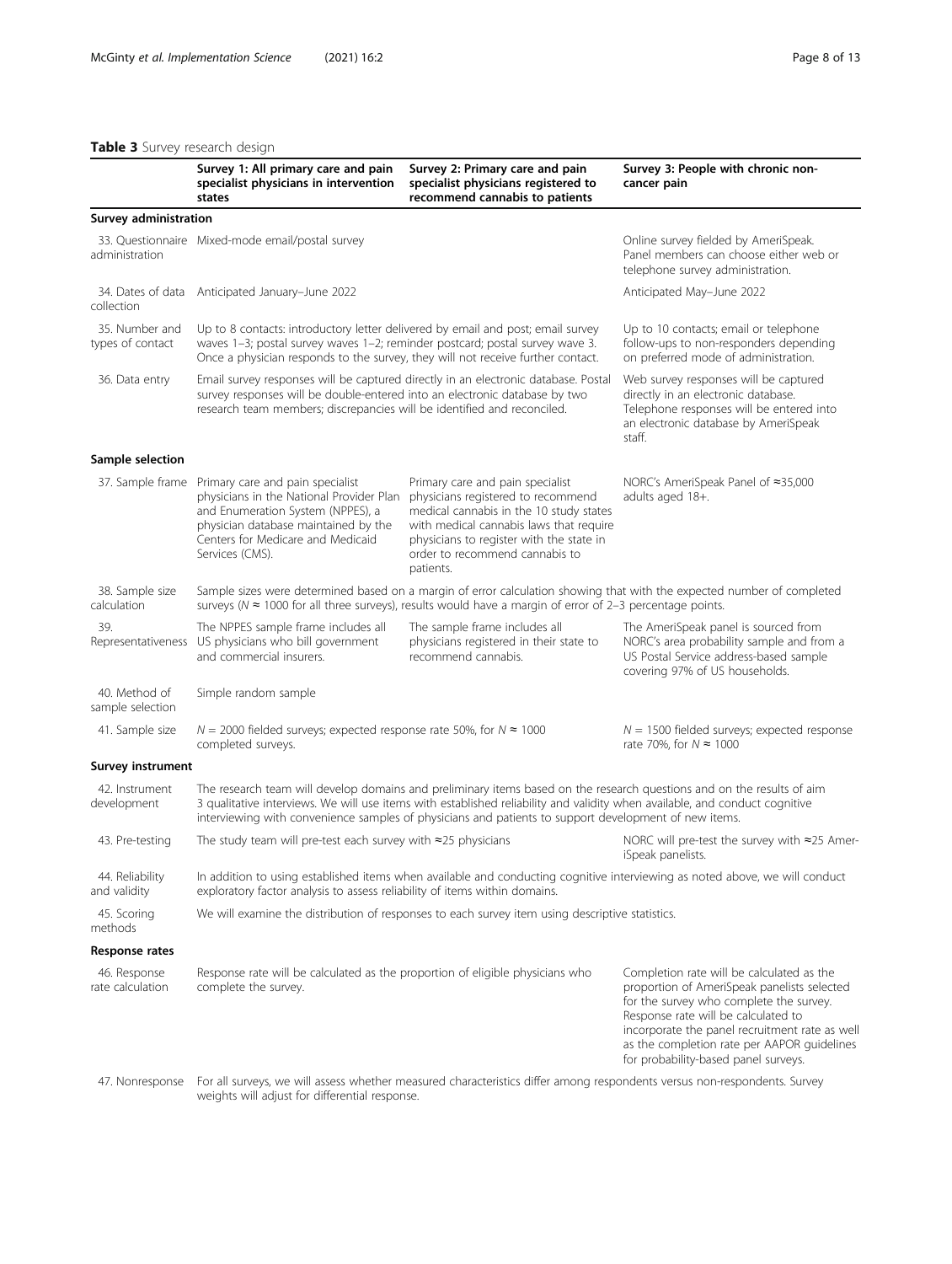**Table 3** Survey research design

| | Survey 1: All primary care and pain specialist physicians in intervention states | Survey 2: Primary care and pain specialist physicians registered to recommend cannabis to patients | Survey 3: People with chronic non-cancer pain |
|---|---|---|---|
| **Survey administration** | | | |
| 33. Questionnaire administration | Mixed-mode email/postal survey | | Online survey fielded by AmeriSpeak. Panel members can choose either web or telephone survey administration. |
| 34. Dates of data collection | Anticipated January–June 2022 | | Anticipated May–June 2022 |
| 35. Number and types of contact | Up to 8 contacts: introductory letter delivered by email and post; email survey waves 1–3; postal survey waves 1–2; reminder postcard; postal survey wave 3. Once a physician responds to the survey, they will not receive further contact. | | Up to 10 contacts; email or telephone follow-ups to non-responders depending on preferred mode of administration. |
| 36. Data entry | Email survey responses will be captured directly in an electronic database. Postal survey responses will be double-entered into an electronic database by two research team members; discrepancies will be identified and reconciled. | | Web survey responses will be captured directly in an electronic database. Telephone responses will be entered into an electronic database by AmeriSpeak staff. |
| **Sample selection** | | | |
| 37. Sample frame | Primary care and pain specialist physicians in the National Provider Plan and Enumeration System (NPPES), a physician database maintained by the Centers for Medicare and Medicaid Services (CMS). | Primary care and pain specialist physicians registered to recommend medical cannabis in the 10 study states with medical cannabis laws that require physicians to register with the state in order to recommend cannabis to patients. | NORC's AmeriSpeak Panel of ≈35,000 adults aged 18+. |
| 38. Sample size calculation | Sample sizes were determined based on a margin of error calculation showing that with the expected number of completed surveys ($N \approx 1000$ for all three surveys), results would have a margin of error of 2–3 percentage points. | | |
| 39. Representativeness | The NPPES sample frame includes all US physicians who bill government and commercial insurers. | The sample frame includes all physicians registered in their state to recommend cannabis. | The AmeriSpeak panel is sourced from NORC's area probability sample and from a US Postal Service address-based sample covering 97% of US households. |
| 40. Method of sample selection | Simple random sample | | |
| 41. Sample size | $N = 2000$ fielded surveys; expected response rate 50%, for $N \approx 1000$ completed surveys. | | $N = 1500$ fielded surveys; expected response rate 70%, for $N \approx 1000$ |
| **Survey instrument** | | | |
| 42. Instrument development | The research team will develop domains and preliminary items based on the research questions and on the results of aim 3 qualitative interviews. We will use items with established reliability and validity when available, and conduct cognitive interviewing with convenience samples of physicians and patients to support development of new items. | | |
| 43. Pre-testing | The study team will pre-test each survey with ≈25 physicians | | NORC will pre-test the survey with ≈25 AmeriSpeak panelists. |
| 44. Reliability and validity | In addition to using established items when available and conducting cognitive interviewing as noted above, we will conduct exploratory factor analysis to assess reliability of items within domains. | | |
| 45. Scoring methods | We will examine the distribution of responses to each survey item using descriptive statistics. | | |
| **Response rates** | | | |
| 46. Response rate calculation | Response rate will be calculated as the proportion of eligible physicians who complete the survey. | | Completion rate will be calculated as the proportion of AmeriSpeak panelists selected for the survey who complete the survey. Response rate will be calculated to incorporate the panel recruitment rate as well as the completion rate per AAPOR guidelines for probability-based panel surveys. |
| 47. Nonresponse | For all surveys, we will assess whether measured characteristics differ among respondents versus non-respondents. Survey weights will adjust for differential response. | | |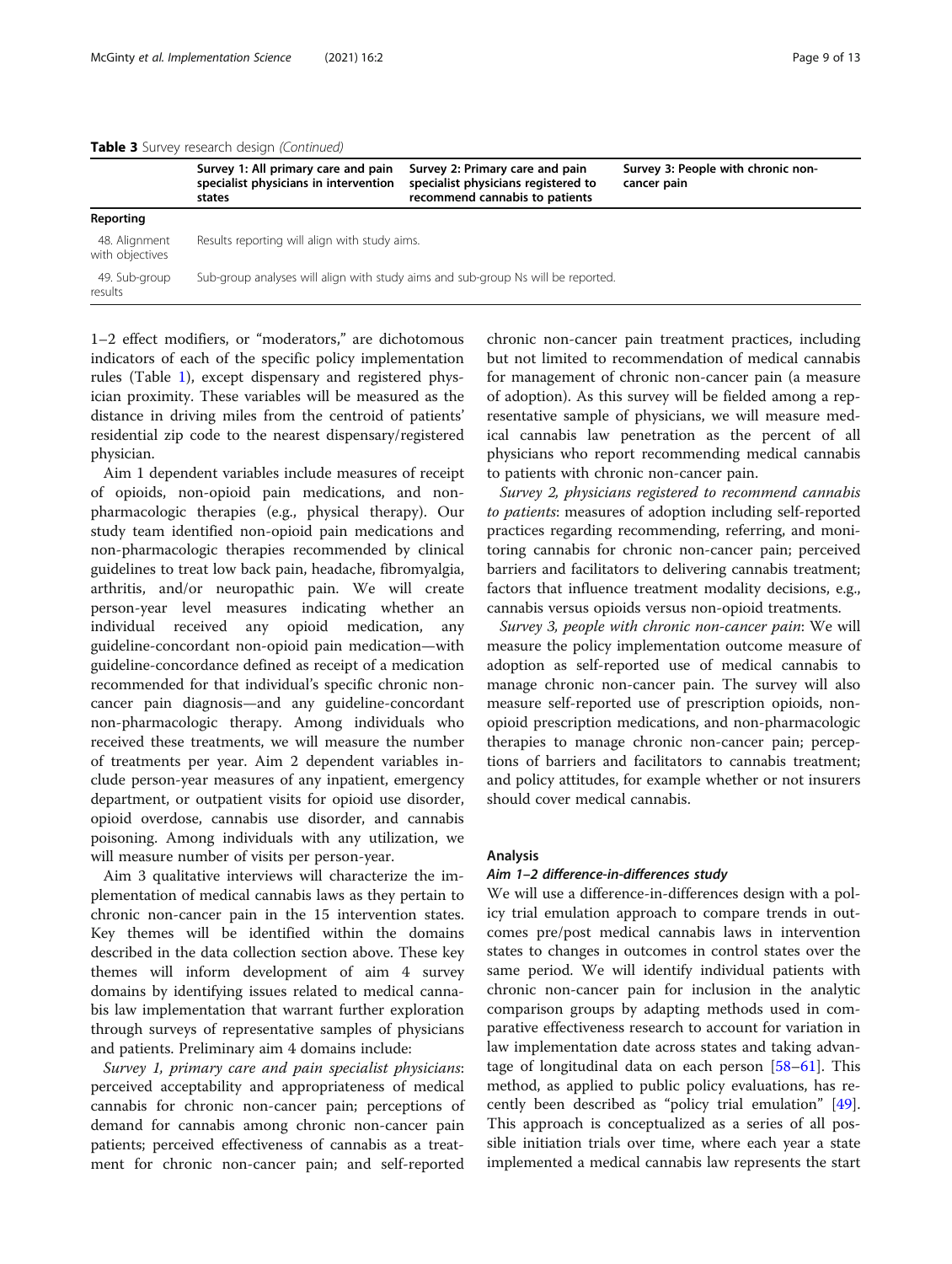**Table 3** Survey research design *(Continued)*

| | Survey 1: All primary care and pain specialist physicians in intervention states | Survey 2: Primary care and pain specialist physicians registered to recommend cannabis to patients | Survey 3: People with chronic non-cancer pain |
|---|---|---|---|
| **Reporting** | | | |
| 48. Alignment with objectives | Results reporting will align with study aims. | | |
| 49. Sub-group results | Sub-group analyses will align with study aims and sub-group Ns will be reported. | | |

1–2 effect modifiers, or "moderators," are dichotomous indicators of each of the specific policy implementation rules (Table 1), except dispensary and registered physician proximity. These variables will be measured as the distance in driving miles from the centroid of patients' residential zip code to the nearest dispensary/registered physician.

Aim 1 dependent variables include measures of receipt of opioids, non-opioid pain medications, and non-pharmacologic therapies (e.g., physical therapy). Our study team identified non-opioid pain medications and non-pharmacologic therapies recommended by clinical guidelines to treat low back pain, headache, fibromyalgia, arthritis, and/or neuropathic pain. We will create person-year level measures indicating whether an individual received any opioid medication, any guideline-concordant non-opioid pain medication—with guideline-concordance defined as receipt of a medication recommended for that individual's specific chronic non-cancer pain diagnosis—and any guideline-concordant non-pharmacologic therapy. Among individuals who received these treatments, we will measure the number of treatments per year. Aim 2 dependent variables include person-year measures of any inpatient, emergency department, or outpatient visits for opioid use disorder, opioid overdose, cannabis use disorder, and cannabis poisoning. Among individuals with any utilization, we will measure number of visits per person-year.

Aim 3 qualitative interviews will characterize the implementation of medical cannabis laws as they pertain to chronic non-cancer pain in the 15 intervention states. Key themes will be identified within the domains described in the data collection section above. These key themes will inform development of aim 4 survey domains by identifying issues related to medical cannabis law implementation that warrant further exploration through surveys of representative samples of physicians and patients. Preliminary aim 4 domains include:

*Survey 1, primary care and pain specialist physicians*: perceived acceptability and appropriateness of medical cannabis for chronic non-cancer pain; perceptions of demand for cannabis among chronic non-cancer pain patients; perceived effectiveness of cannabis as a treatment for chronic non-cancer pain; and self-reported chronic non-cancer pain treatment practices, including but not limited to recommendation of medical cannabis for management of chronic non-cancer pain (a measure of adoption). As this survey will be fielded among a representative sample of physicians, we will measure medical cannabis law penetration as the percent of all physicians who report recommending medical cannabis to patients with chronic non-cancer pain.

*Survey 2, physicians registered to recommend cannabis to patients*: measures of adoption including self-reported practices regarding recommending, referring, and monitoring cannabis for chronic non-cancer pain; perceived barriers and facilitators to delivering cannabis treatment; factors that influence treatment modality decisions, e.g., cannabis versus opioids versus non-opioid treatments.

*Survey 3, people with chronic non-cancer pain*: We will measure the policy implementation outcome measure of adoption as self-reported use of medical cannabis to manage chronic non-cancer pain. The survey will also measure self-reported use of prescription opioids, non-opioid prescription medications, and non-pharmacologic therapies to manage chronic non-cancer pain; perceptions of barriers and facilitators to cannabis treatment; and policy attitudes, for example whether or not insurers should cover medical cannabis.

## Analysis

### *Aim 1–2 difference-in-differences study*

We will use a difference-in-differences design with a policy trial emulation approach to compare trends in outcomes pre/post medical cannabis laws in intervention states to changes in outcomes in control states over the same period. We will identify individual patients with chronic non-cancer pain for inclusion in the analytic comparison groups by adapting methods used in comparative effectiveness research to account for variation in law implementation date across states and taking advantage of longitudinal data on each person [58–61]. This method, as applied to public policy evaluations, has recently been described as "policy trial emulation" [49]. This approach is conceptualized as a series of all possible initiation trials over time, where each year a state implemented a medical cannabis law represents the start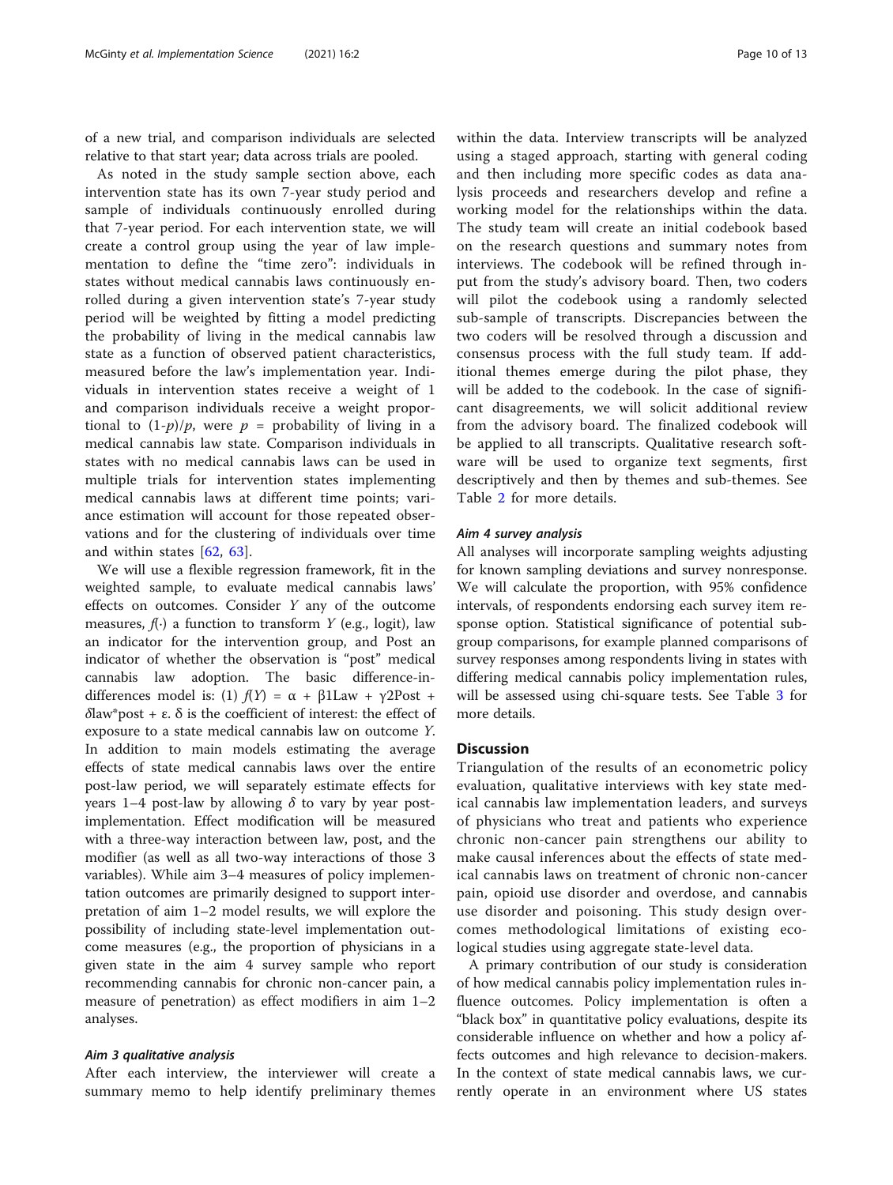of a new trial, and comparison individuals are selected relative to that start year; data across trials are pooled.

As noted in the study sample section above, each intervention state has its own 7-year study period and sample of individuals continuously enrolled during that 7-year period. For each intervention state, we will create a control group using the year of law implementation to define the "time zero": individuals in states without medical cannabis laws continuously enrolled during a given intervention state's 7-year study period will be weighted by fitting a model predicting the probability of living in the medical cannabis law state as a function of observed patient characteristics, measured before the law's implementation year. Individuals in intervention states receive a weight of 1 and comparison individuals receive a weight proportional to $(1\text{-}p)/p$, were $p$ = probability of living in a medical cannabis law state. Comparison individuals in states with no medical cannabis laws can be used in multiple trials for intervention states implementing medical cannabis laws at different time points; variance estimation will account for those repeated observations and for the clustering of individuals over time and within states [62, 63].

We will use a flexible regression framework, fit in the weighted sample, to evaluate medical cannabis laws' effects on outcomes. Consider $Y$ any of the outcome measures, $f(\cdot)$ a function to transform $Y$ (e.g., logit), law an indicator for the intervention group, and Post an indicator of whether the observation is "post" medical cannabis law adoption. The basic difference-in-differences model is: (1) $f(Y) = \alpha + \beta 1\text{Law} + \gamma 2\text{Post} + \delta\text{law*post} + \varepsilon$. $\delta$ is the coefficient of interest: the effect of exposure to a state medical cannabis law on outcome $Y$. In addition to main models estimating the average effects of state medical cannabis laws over the entire post-law period, we will separately estimate effects for years 1–4 post-law by allowing $\delta$ to vary by year post-implementation. Effect modification will be measured with a three-way interaction between law, post, and the modifier (as well as all two-way interactions of those 3 variables). While aim 3–4 measures of policy implementation outcomes are primarily designed to support interpretation of aim 1–2 model results, we will explore the possibility of including state-level implementation outcome measures (e.g., the proportion of physicians in a given state in the aim 4 survey sample who report recommending cannabis for chronic non-cancer pain, a measure of penetration) as effect modifiers in aim 1–2 analyses.

#### *Aim 3 qualitative analysis*

After each interview, the interviewer will create a summary memo to help identify preliminary themes within the data. Interview transcripts will be analyzed using a staged approach, starting with general coding and then including more specific codes as data analysis proceeds and researchers develop and refine a working model for the relationships within the data. The study team will create an initial codebook based on the research questions and summary notes from interviews. The codebook will be refined through input from the study's advisory board. Then, two coders will pilot the codebook using a randomly selected sub-sample of transcripts. Discrepancies between the two coders will be resolved through a discussion and consensus process with the full study team. If additional themes emerge during the pilot phase, they will be added to the codebook. In the case of significant disagreements, we will solicit additional review from the advisory board. The finalized codebook will be applied to all transcripts. Qualitative research software will be used to organize text segments, first descriptively and then by themes and sub-themes. See Table 2 for more details.

#### *Aim 4 survey analysis*

All analyses will incorporate sampling weights adjusting for known sampling deviations and survey nonresponse. We will calculate the proportion, with 95% confidence intervals, of respondents endorsing each survey item response option. Statistical significance of potential subgroup comparisons, for example planned comparisons of survey responses among respondents living in states with differing medical cannabis policy implementation rules, will be assessed using chi-square tests. See Table 3 for more details.

## Discussion

Triangulation of the results of an econometric policy evaluation, qualitative interviews with key state medical cannabis law implementation leaders, and surveys of physicians who treat and patients who experience chronic non-cancer pain strengthens our ability to make causal inferences about the effects of state medical cannabis laws on treatment of chronic non-cancer pain, opioid use disorder and overdose, and cannabis use disorder and poisoning. This study design overcomes methodological limitations of existing ecological studies using aggregate state-level data.

A primary contribution of our study is consideration of how medical cannabis policy implementation rules influence outcomes. Policy implementation is often a "black box" in quantitative policy evaluations, despite its considerable influence on whether and how a policy affects outcomes and high relevance to decision-makers. In the context of state medical cannabis laws, we currently operate in an environment where US states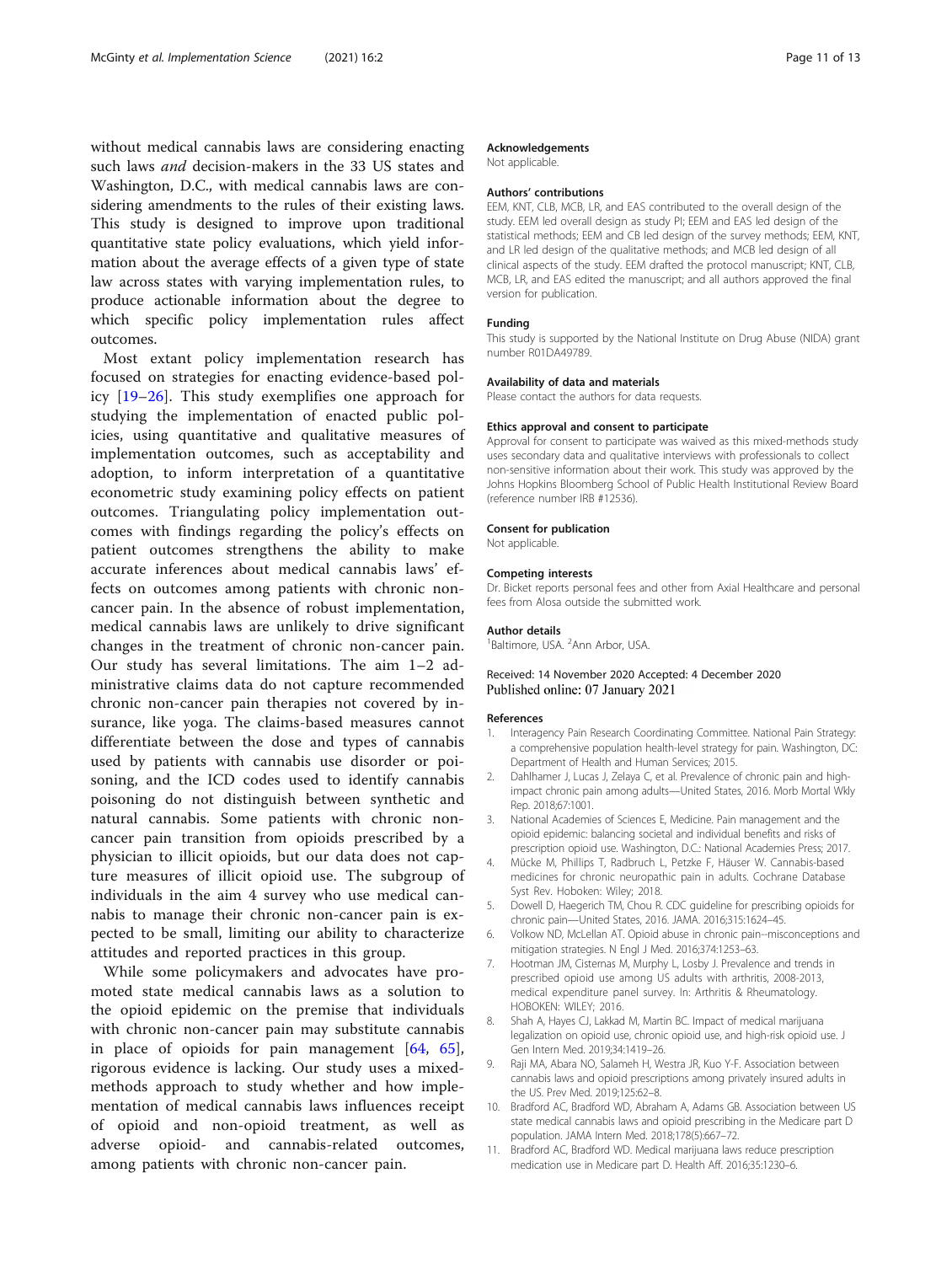without medical cannabis laws are considering enacting such laws *and* decision-makers in the 33 US states and Washington, D.C., with medical cannabis laws are considering amendments to the rules of their existing laws. This study is designed to improve upon traditional quantitative state policy evaluations, which yield information about the average effects of a given type of state law across states with varying implementation rules, to produce actionable information about the degree to which specific policy implementation rules affect outcomes.

Most extant policy implementation research has focused on strategies for enacting evidence-based policy [19–26]. This study exemplifies one approach for studying the implementation of enacted public policies, using quantitative and qualitative measures of implementation outcomes, such as acceptability and adoption, to inform interpretation of a quantitative econometric study examining policy effects on patient outcomes. Triangulating policy implementation outcomes with findings regarding the policy's effects on patient outcomes strengthens the ability to make accurate inferences about medical cannabis laws' effects on outcomes among patients with chronic non-cancer pain. In the absence of robust implementation, medical cannabis laws are unlikely to drive significant changes in the treatment of chronic non-cancer pain. Our study has several limitations. The aim 1–2 administrative claims data do not capture recommended chronic non-cancer pain therapies not covered by insurance, like yoga. The claims-based measures cannot differentiate between the dose and types of cannabis used by patients with cannabis use disorder or poisoning, and the ICD codes used to identify cannabis poisoning do not distinguish between synthetic and natural cannabis. Some patients with chronic non-cancer pain transition from opioids prescribed by a physician to illicit opioids, but our data does not capture measures of illicit opioid use. The subgroup of individuals in the aim 4 survey who use medical cannabis to manage their chronic non-cancer pain is expected to be small, limiting our ability to characterize attitudes and reported practices in this group.

While some policymakers and advocates have promoted state medical cannabis laws as a solution to the opioid epidemic on the premise that individuals with chronic non-cancer pain may substitute cannabis in place of opioids for pain management [64, 65], rigorous evidence is lacking. Our study uses a mixed-methods approach to study whether and how implementation of medical cannabis laws influences receipt of opioid and non-opioid treatment, as well as adverse opioid- and cannabis-related outcomes, among patients with chronic non-cancer pain.

#### Acknowledgements

Not applicable.

#### Authors' contributions

EEM, KNT, CLB, MCB, LR, and EAS contributed to the overall design of the study. EEM led overall design as study PI; EEM and EAS led design of the statistical methods; EEM and CB led design of the survey methods; EEM, KNT, and LR led design of the qualitative methods; and MCB led design of all clinical aspects of the study. EEM drafted the protocol manuscript; KNT, CLB, MCB, LR, and EAS edited the manuscript; and all authors approved the final version for publication.

#### Funding

This study is supported by the National Institute on Drug Abuse (NIDA) grant number R01DA49789.

#### Availability of data and materials

Please contact the authors for data requests.

#### Ethics approval and consent to participate

Approval for consent to participate was waived as this mixed-methods study uses secondary data and qualitative interviews with professionals to collect non-sensitive information about their work. This study was approved by the Johns Hopkins Bloomberg School of Public Health Institutional Review Board (reference number IRB #12536).

#### Consent for publication

Not applicable.

#### Competing interests

Dr. Bicket reports personal fees and other from Axial Healthcare and personal fees from Alosa outside the submitted work.

#### Author details

[1]Baltimore, USA. [2]Ann Arbor, USA.

Received: 14 November 2020 Accepted: 4 December 2020
Published online: 07 January 2021

#### References

1. Interagency Pain Research Coordinating Committee. National Pain Strategy: a comprehensive population health-level strategy for pain. Washington, DC: Department of Health and Human Services; 2015.
2. Dahlhamer J, Lucas J, Zelaya C, et al. Prevalence of chronic pain and high-impact chronic pain among adults—United States, 2016. Morb Mortal Wkly Rep. 2018;67:1001.
3. National Academies of Sciences E, Medicine. Pain management and the opioid epidemic: balancing societal and individual benefits and risks of prescription opioid use. Washington, D.C.: National Academies Press; 2017.
4. Mücke M, Phillips T, Radbruch L, Petzke F, Häuser W. Cannabis-based medicines for chronic neuropathic pain in adults. Cochrane Database Syst Rev. Hoboken: Wiley; 2018.
5. Dowell D, Haegerich TM, Chou R. CDC guideline for prescribing opioids for chronic pain—United States, 2016. JAMA. 2016;315:1624–45.
6. Volkow ND, McLellan AT. Opioid abuse in chronic pain--misconceptions and mitigation strategies. N Engl J Med. 2016;374:1253–63.
7. Hootman JM, Cisternas M, Murphy L, Losby J. Prevalence and trends in prescribed opioid use among US adults with arthritis, 2008-2013, medical expenditure panel survey. In: Arthritis & Rheumatology. HOBOKEN: WILEY; 2016.
8. Shah A, Hayes CJ, Lakkad M, Martin BC. Impact of medical marijuana legalization on opioid use, chronic opioid use, and high-risk opioid use. J Gen Intern Med. 2019;34:1419–26.
9. Raji MA, Abara NO, Salameh H, Westra JR, Kuo Y-F. Association between cannabis laws and opioid prescriptions among privately insured adults in the US. Prev Med. 2019;125:62–8.
10. Bradford AC, Bradford WD, Abraham A, Adams GB. Association between US state medical cannabis laws and opioid prescribing in the Medicare part D population. JAMA Intern Med. 2018;178(5):667–72.
11. Bradford AC, Bradford WD. Medical marijuana laws reduce prescription medication use in Medicare part D. Health Aff. 2016;35:1230–6.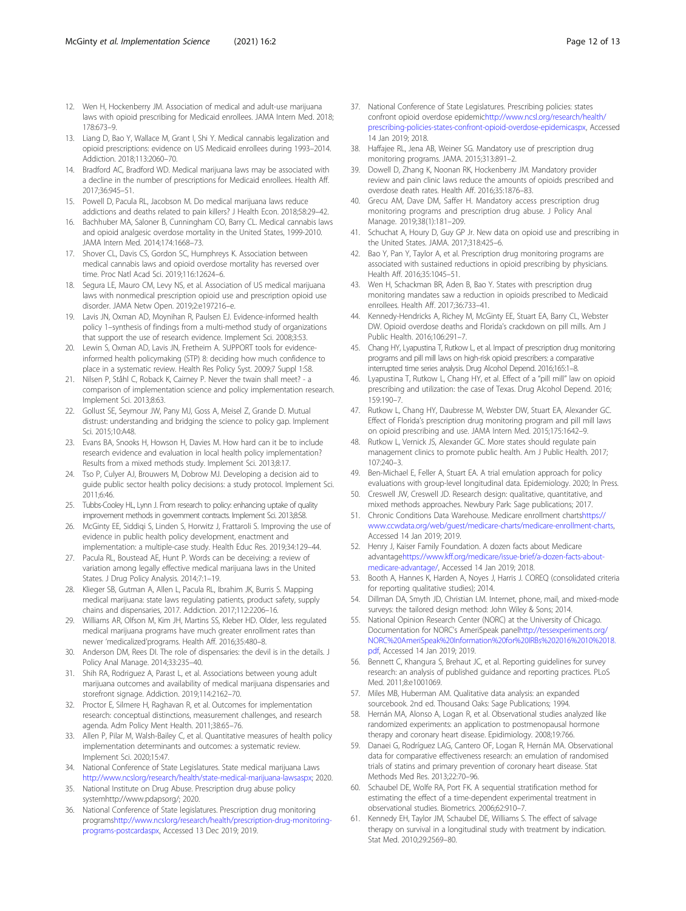12. Wen H, Hockenberry JM. Association of medical and adult-use marijuana laws with opioid prescribing for Medicaid enrollees. JAMA Intern Med. 2018; 178:673–9.
13. Liang D, Bao Y, Wallace M, Grant I, Shi Y. Medical cannabis legalization and opioid prescriptions: evidence on US Medicaid enrollees during 1993–2014. Addiction. 2018;113:2060–70.
14. Bradford AC, Bradford WD. Medical marijuana laws may be associated with a decline in the number of prescriptions for Medicaid enrollees. Health Aff. 2017;36:945–51.
15. Powell D, Pacula RL, Jacobson M. Do medical marijuana laws reduce addictions and deaths related to pain killers? J Health Econ. 2018;58:29–42.
16. Bachhuber MA, Saloner B, Cunningham CO, Barry CL. Medical cannabis laws and opioid analgesic overdose mortality in the United States, 1999-2010. JAMA Intern Med. 2014;174:1668–73.
17. Shover CL, Davis CS, Gordon SC, Humphreys K. Association between medical cannabis laws and opioid overdose mortality has reversed over time. Proc Natl Acad Sci. 2019;116:12624–6.
18. Segura LE, Mauro CM, Levy NS, et al. Association of US medical marijuana laws with nonmedical prescription opioid use and prescription opioid use disorder. JAMA Netw Open. 2019;2:e197216–e.
19. Lavis JN, Oxman AD, Moynihan R, Paulsen EJ. Evidence-informed health policy 1–synthesis of findings from a multi-method study of organizations that support the use of research evidence. Implement Sci. 2008;3:53.
20. Lewin S, Oxman AD, Lavis JN, Fretheim A. SUPPORT tools for evidence-informed health policymaking (STP) 8: deciding how much confidence to place in a systematic review. Health Res Policy Syst. 2009;7 Suppl 1:S8.
21. Nilsen P, Ståhl C, Roback K, Cairney P. Never the twain shall meet? - a comparison of implementation science and policy implementation research. Implement Sci. 2013;8:63.
22. Gollust SE, Seymour JW, Pany MJ, Goss A, Meisel Z, Grande D. Mutual distrust: understanding and bridging the science to policy gap. Implement Sci. 2015;10:A48.
23. Evans BA, Snooks H, Howson H, Davies M. How hard can it be to include research evidence and evaluation in local health policy implementation? Results from a mixed methods study. Implement Sci. 2013;8:17.
24. Tso P, Culyer AJ, Brouwers M, Dobrow MJ. Developing a decision aid to guide public sector health policy decisions: a study protocol. Implement Sci. 2011;6:46.
25. Tubbs-Cooley HL, Lynn J. From research to policy: enhancing uptake of quality improvement methods in government contracts. Implement Sci. 2013;8:S8.
26. McGinty EE, Siddiqi S, Linden S, Horwitz J, Frattaroli S. Improving the use of evidence in public health policy development, enactment and implementation: a multiple-case study. Health Educ Res. 2019;34:129–44.
27. Pacula RL, Boustead AE, Hunt P. Words can be deceiving: a review of variation among legally effective medical marijuana laws in the United States. J Drug Policy Analysis. 2014;7:1–19.
28. Klieger SB, Gutman A, Allen L, Pacula RL, Ibrahim JK, Burris S. Mapping medical marijuana: state laws regulating patients, product safety, supply chains and dispensaries, 2017. Addiction. 2017;112:2206–16.
29. Williams AR, Olfson M, Kim JH, Martins SS, Kleber HD. Older, less regulated medical marijuana programs have much greater enrollment rates than newer 'medicalized'programs. Health Aff. 2016;35:480–8.
30. Anderson DM, Rees DI. The role of dispensaries: the devil is in the details. J Policy Anal Manage. 2014;33:235–40.
31. Shih RA, Rodriguez A, Parast L, et al. Associations between young adult marijuana outcomes and availability of medical marijuana dispensaries and storefront signage. Addiction. 2019;114:2162–70.
32. Proctor E, Silmere H, Raghavan R, et al. Outcomes for implementation research: conceptual distinctions, measurement challenges, and research agenda. Adm Policy Ment Health. 2011;38:65–76.
33. Allen P, Pilar M, Walsh-Bailey C, et al. Quantitative measures of health policy implementation determinants and outcomes: a systematic review. Implement Sci. 2020;15:47.
34. National Conference of State Legislatures. State medical marijuana Laws http://www.ncslorg/research/health/state-medical-marijuana-lawsaspx; 2020.
35. National Institute on Drug Abuse. Prescription drug abuse policy systemhttp://www.pdapsorg/; 2020.
36. National Conference of State legislatures. Prescription drug monitoring programshttp://www.ncslorg/research/health/prescription-drug-monitoring-programs-postcardaspx, Accessed 13 Dec 2019; 2019.
37. National Conference of State Legislatures. Prescribing policies: states confront opioid overdose epidemichttp://www.ncsl.org/research/health/prescribing-policies-states-confront-opioid-overdose-epidemicaspx, Accessed 14 Jan 2019; 2018.
38. Haffajee RL, Jena AB, Weiner SG. Mandatory use of prescription drug monitoring programs. JAMA. 2015;313:891–2.
39. Dowell D, Zhang K, Noonan RK, Hockenberry JM. Mandatory provider review and pain clinic laws reduce the amounts of opioids prescribed and overdose death rates. Health Aff. 2016;35:1876–83.
40. Grecu AM, Dave DM, Saffer H. Mandatory access prescription drug monitoring programs and prescription drug abuse. J Policy Anal Manage. 2019;38(1):181–209.
41. Schuchat A, Houry D, Guy GP Jr. New data on opioid use and prescribing in the United States. JAMA. 2017;318:425–6.
42. Bao Y, Pan Y, Taylor A, et al. Prescription drug monitoring programs are associated with sustained reductions in opioid prescribing by physicians. Health Aff. 2016;35:1045–51.
43. Wen H, Schackman BR, Aden B, Bao Y. States with prescription drug monitoring mandates saw a reduction in opioids prescribed to Medicaid enrollees. Health Aff. 2017;36:733–41.
44. Kennedy-Hendricks A, Richey M, McGinty EE, Stuart EA, Barry CL, Webster DW. Opioid overdose deaths and Florida's crackdown on pill mills. Am J Public Health. 2016;106:291–7.
45. Chang HY, Lyapustina T, Rutkow L, et al. Impact of prescription drug monitoring programs and pill mill laws on high-risk opioid prescribers: a comparative interrupted time series analysis. Drug Alcohol Depend. 2016;165:1–8.
46. Lyapustina T, Rutkow L, Chang HY, et al. Effect of a "pill mill" law on opioid prescribing and utilization: the case of Texas. Drug Alcohol Depend. 2016; 159:190–7.
47. Rutkow L, Chang HY, Daubresse M, Webster DW, Stuart EA, Alexander GC. Effect of Florida's prescription drug monitoring program and pill mill laws on opioid prescribing and use. JAMA Intern Med. 2015;175:1642–9.
48. Rutkow L, Vernick JS, Alexander GC. More states should regulate pain management clinics to promote public health. Am J Public Health. 2017; 107:240–3.
49. Ben-Michael E, Feller A, Stuart EA. A trial emulation approach for policy evaluations with group-level longitudinal data. Epidemiology. 2020; In Press.
50. Creswell JW, Creswell JD. Research design: qualitative, quantitative, and mixed methods approaches. Newbury Park: Sage publications; 2017.
51. Chronic Conditions Data Warehouse. Medicare enrollment chartshttps://www.ccwdata.org/web/guest/medicare-charts/medicare-enrollment-charts, Accessed 14 Jan 2019; 2019.
52. Henry J, Kaiser Family Foundation. A dozen facts about Medicare advantagehttps://www.kff.org/medicare/issue-brief/a-dozen-facts-about-medicare-advantage/, Accessed 14 Jan 2019; 2018.
53. Booth A, Hannes K, Harden A, Noyes J, Harris J. COREQ (consolidated criteria for reporting qualitative studies); 2014.
54. Dillman DA, Smyth JD, Christian LM. Internet, phone, mail, and mixed-mode surveys: the tailored design method: John Wiley & Sons; 2014.
55. National Opinion Research Center (NORC) at the University of Chicago. Documentation for NORC's AmeriSpeak panelhttp://tessexperiments.org/NORC%20AmeriSpeak%20Information%20for%20IRBs%202016%2010%2018.pdf, Accessed 14 Jan 2019; 2019.
56. Bennett C, Khangura S, Brehaut JC, et al. Reporting guidelines for survey research: an analysis of published guidance and reporting practices. PLoS Med. 2011;8:e1001069.
57. Miles MB, Huberman AM. Qualitative data analysis: an expanded sourcebook. 2nd ed. Thousand Oaks: Sage Publications; 1994.
58. Hernán MA, Alonso A, Logan R, et al. Observational studies analyzed like randomized experiments: an application to postmenopausal hormone therapy and coronary heart disease. Epidimiology. 2008;19:766.
59. Danaei G, Rodríguez LAG, Cantero OF, Logan R, Hernán MA. Observational data for comparative effectiveness research: an emulation of randomised trials of statins and primary prevention of coronary heart disease. Stat Methods Med Res. 2013;22:70–96.
60. Schaubel DE, Wolfe RA, Port FK. A sequential stratification method for estimating the effect of a time-dependent experimental treatment in observational studies. Biometrics. 2006;62:910–7.
61. Kennedy EH, Taylor JM, Schaubel DE, Williams S. The effect of salvage therapy on survival in a longitudinal study with treatment by indication. Stat Med. 2010;29:2569–80.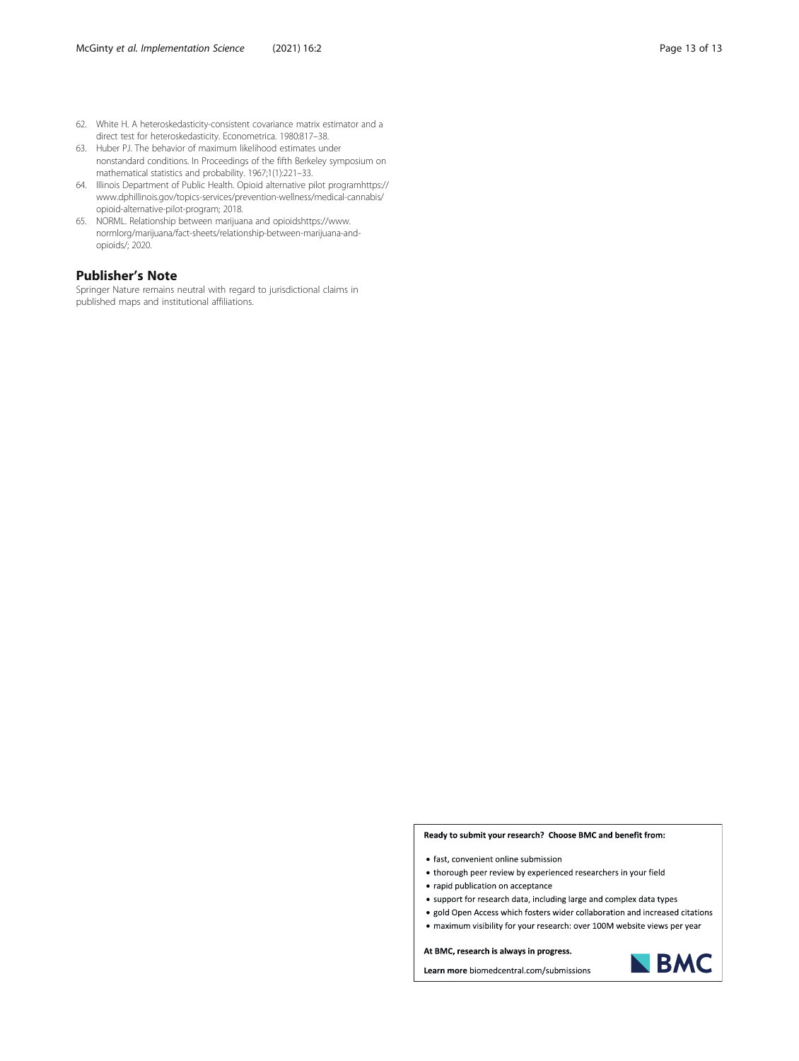62. White H. A heteroskedasticity-consistent covariance matrix estimator and a direct test for heteroskedasticity. Econometrica. 1980:817–38.
63. Huber PJ. The behavior of maximum likelihood estimates under nonstandard conditions. In Proceedings of the fifth Berkeley symposium on mathematical statistics and probability. 1967;1(1):221–33.
64. Illinois Department of Public Health. Opioid alternative pilot programhttps://www.dphillinois.gov/topics-services/prevention-wellness/medical-cannabis/opioid-alternative-pilot-program; 2018.
65. NORML. Relationship between marijuana and opioidshttps://www.normlorg/marijuana/fact-sheets/relationship-between-marijuana-and-opioids/; 2020.

## Publisher's Note

Springer Nature remains neutral with regard to jurisdictional claims in published maps and institutional affiliations.

**Ready to submit your research? Choose BMC and benefit from:**

- fast, convenient online submission
- thorough peer review by experienced researchers in your field
- rapid publication on acceptance
- support for research data, including large and complex data types
- gold Open Access which fosters wider collaboration and increased citations
- maximum visibility for your research: over 100M website views per year

**At BMC, research is always in progress.**

**Learn more** biomedcentral.com/submissions

BMC